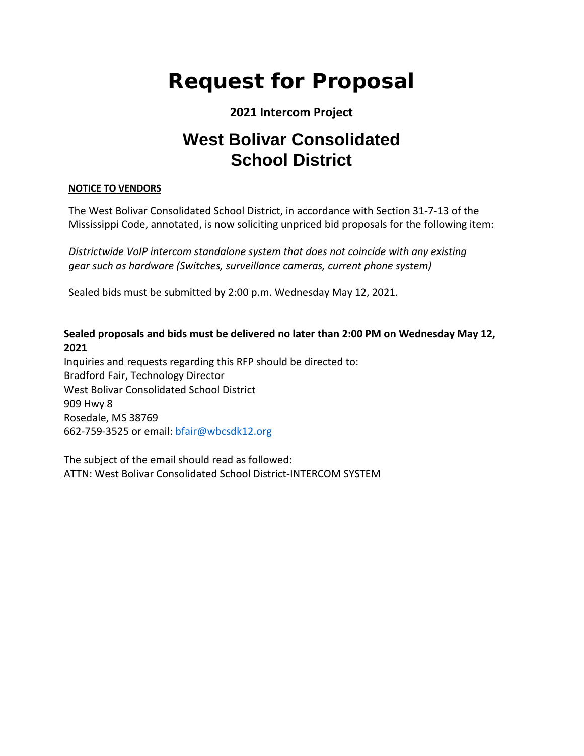# Request for Proposal

**2021 Intercom Project**

## West Bolivar Consolidated School District

**NOTICE TO VENDORS**

The West Bolivar Consolidated School District, in accordance with Section 31-7-13 of the Mississippi Code, annotated, is now soliciting unpriced bid proposals for the following item:

*Districtwide VoIP intercom standalone system that does not coincide with any existing gear such as hardware (Switches, surveillance cameras, current phone system)*

Sealed bids must be submitted by 2:00 p.m. Wednesday May 12, 2021.

**Sealed proposals and bids must be delivered no later than 2:00 PM on Wednesday May 12, 2021**

Inquiries and requests regarding this RFP should be directed to:
Bradford Fair, Technology Director
West Bolivar Consolidated School District
909 Hwy 8
Rosedale, MS 38769
662-759-3525 or email: bfair@wbcsdk12.org

The subject of the email should read as followed:
ATTN: West Bolivar Consolidated School District-INTERCOM SYSTEM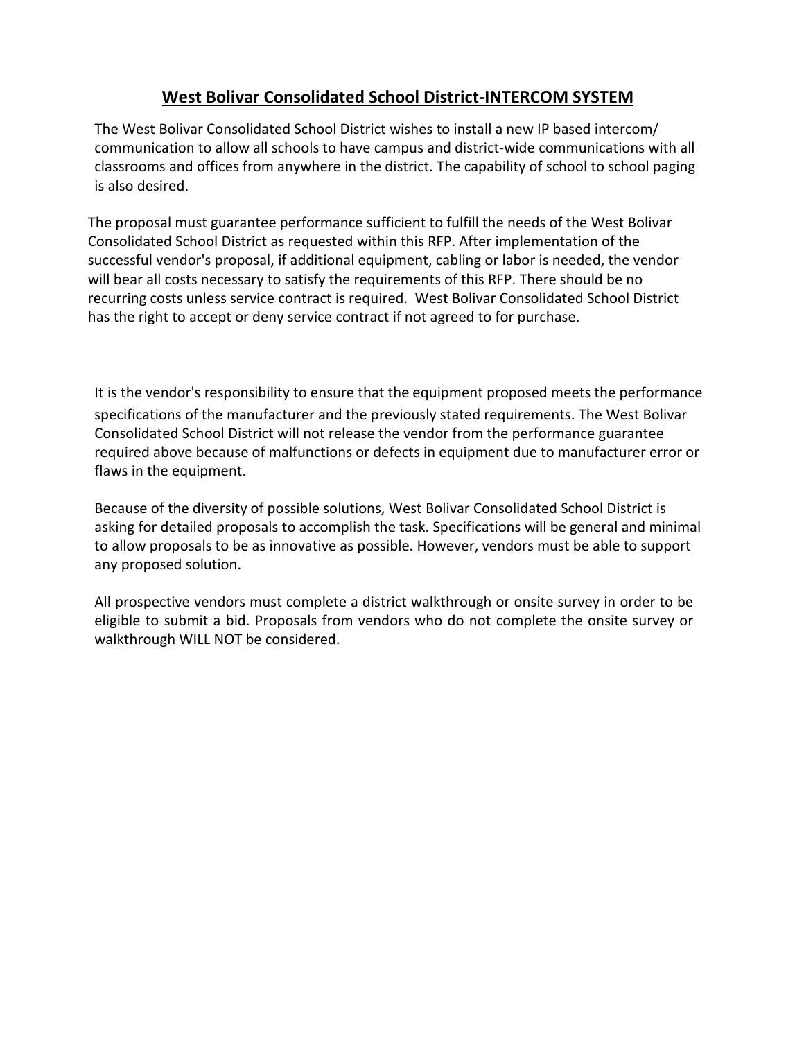# West Bolivar Consolidated School District-INTERCOM SYSTEM

The West Bolivar Consolidated School District wishes to install a new IP based intercom/ communication to allow all schools to have campus and district-wide communications with all classrooms and offices from anywhere in the district. The capability of school to school paging is also desired.

The proposal must guarantee performance sufficient to fulfill the needs of the West Bolivar Consolidated School District as requested within this RFP. After implementation of the successful vendor's proposal, if additional equipment, cabling or labor is needed, the vendor will bear all costs necessary to satisfy the requirements of this RFP. There should be no recurring costs unless service contract is required. West Bolivar Consolidated School District has the right to accept or deny service contract if not agreed to for purchase.

It is the vendor's responsibility to ensure that the equipment proposed meets the performance specifications of the manufacturer and the previously stated requirements. The West Bolivar Consolidated School District will not release the vendor from the performance guarantee required above because of malfunctions or defects in equipment due to manufacturer error or flaws in the equipment.

Because of the diversity of possible solutions, West Bolivar Consolidated School District is asking for detailed proposals to accomplish the task. Specifications will be general and minimal to allow proposals to be as innovative as possible. However, vendors must be able to support any proposed solution.

All prospective vendors must complete a district walkthrough or onsite survey in order to be eligible to submit a bid. Proposals from vendors who do not complete the onsite survey or walkthrough WILL NOT be considered.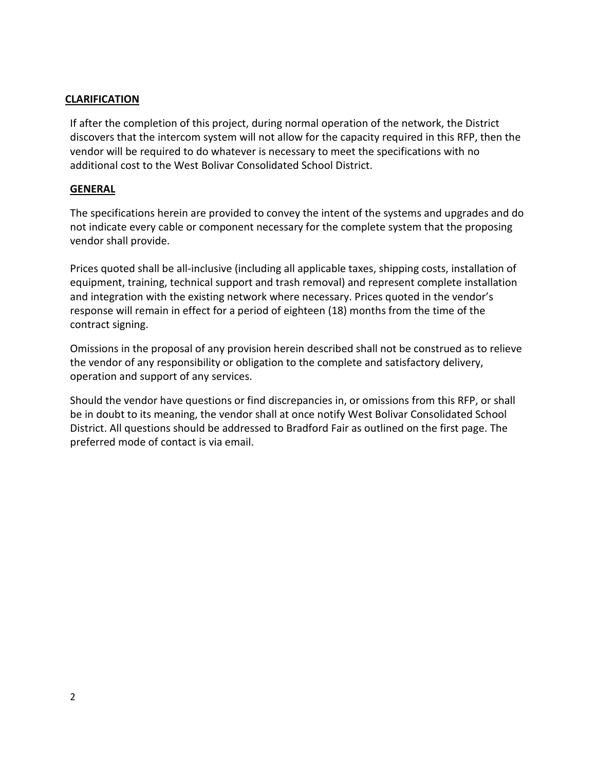## CLARIFICATION

If after the completion of this project, during normal operation of the network, the District discovers that the intercom system will not allow for the capacity required in this RFP, then the vendor will be required to do whatever is necessary to meet the specifications with no additional cost to the West Bolivar Consolidated School District.

## GENERAL

The specifications herein are provided to convey the intent of the systems and upgrades and do not indicate every cable or component necessary for the complete system that the proposing vendor shall provide.

Prices quoted shall be all-inclusive (including all applicable taxes, shipping costs, installation of equipment, training, technical support and trash removal) and represent complete installation and integration with the existing network where necessary. Prices quoted in the vendor's response will remain in effect for a period of eighteen (18) months from the time of the contract signing.

Omissions in the proposal of any provision herein described shall not be construed as to relieve the vendor of any responsibility or obligation to the complete and satisfactory delivery, operation and support of any services.

Should the vendor have questions or find discrepancies in, or omissions from this RFP, or shall be in doubt to its meaning, the vendor shall at once notify West Bolivar Consolidated School District. All questions should be addressed to Bradford Fair as outlined on the first page. The preferred mode of contact is via email.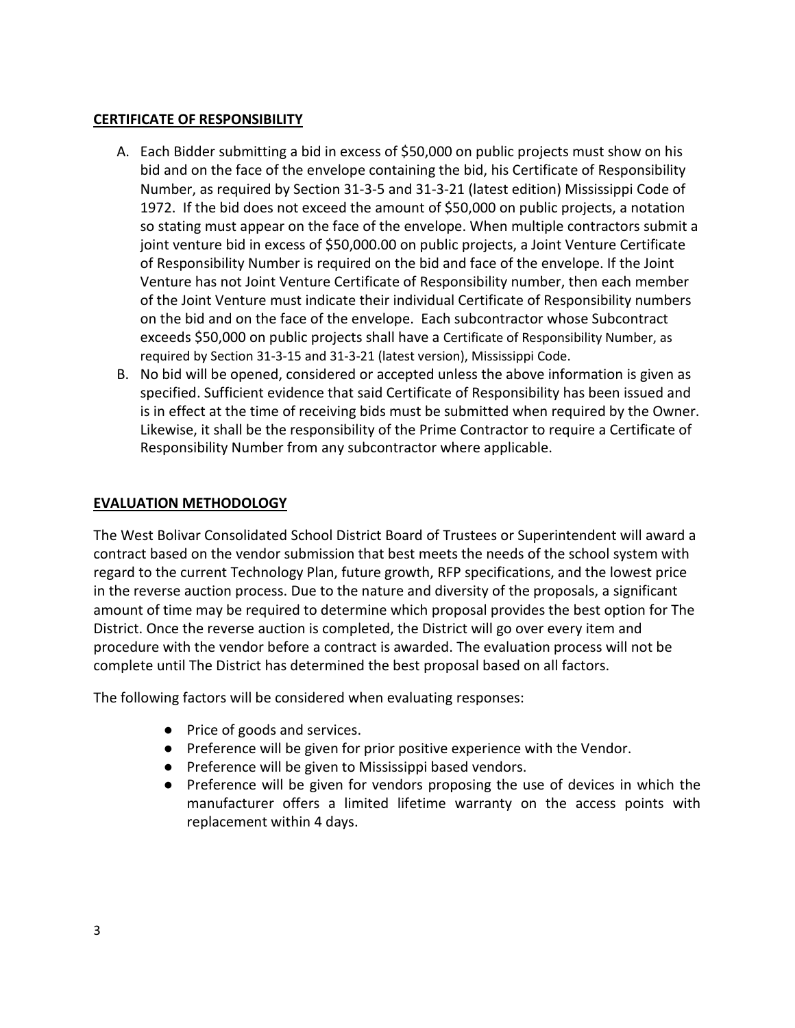## CERTIFICATE OF RESPONSIBILITY

A. Each Bidder submitting a bid in excess of $50,000 on public projects must show on his bid and on the face of the envelope containing the bid, his Certificate of Responsibility Number, as required by Section 31-3-5 and 31-3-21 (latest edition) Mississippi Code of 1972. If the bid does not exceed the amount of $50,000 on public projects, a notation so stating must appear on the face of the envelope. When multiple contractors submit a joint venture bid in excess of $50,000.00 on public projects, a Joint Venture Certificate of Responsibility Number is required on the bid and face of the envelope. If the Joint Venture has not Joint Venture Certificate of Responsibility number, then each member of the Joint Venture must indicate their individual Certificate of Responsibility numbers on the bid and on the face of the envelope. Each subcontractor whose Subcontract exceeds $50,000 on public projects shall have a Certificate of Responsibility Number, as required by Section 31-3-15 and 31-3-21 (latest version), Mississippi Code.

B. No bid will be opened, considered or accepted unless the above information is given as specified. Sufficient evidence that said Certificate of Responsibility has been issued and is in effect at the time of receiving bids must be submitted when required by the Owner. Likewise, it shall be the responsibility of the Prime Contractor to require a Certificate of Responsibility Number from any subcontractor where applicable.

## EVALUATION METHODOLOGY

The West Bolivar Consolidated School District Board of Trustees or Superintendent will award a contract based on the vendor submission that best meets the needs of the school system with regard to the current Technology Plan, future growth, RFP specifications, and the lowest price in the reverse auction process. Due to the nature and diversity of the proposals, a significant amount of time may be required to determine which proposal provides the best option for The District. Once the reverse auction is completed, the District will go over every item and procedure with the vendor before a contract is awarded. The evaluation process will not be complete until The District has determined the best proposal based on all factors.

The following factors will be considered when evaluating responses:

- Price of goods and services.
- Preference will be given for prior positive experience with the Vendor.
- Preference will be given to Mississippi based vendors.
- Preference will be given for vendors proposing the use of devices in which the manufacturer offers a limited lifetime warranty on the access points with replacement within 4 days.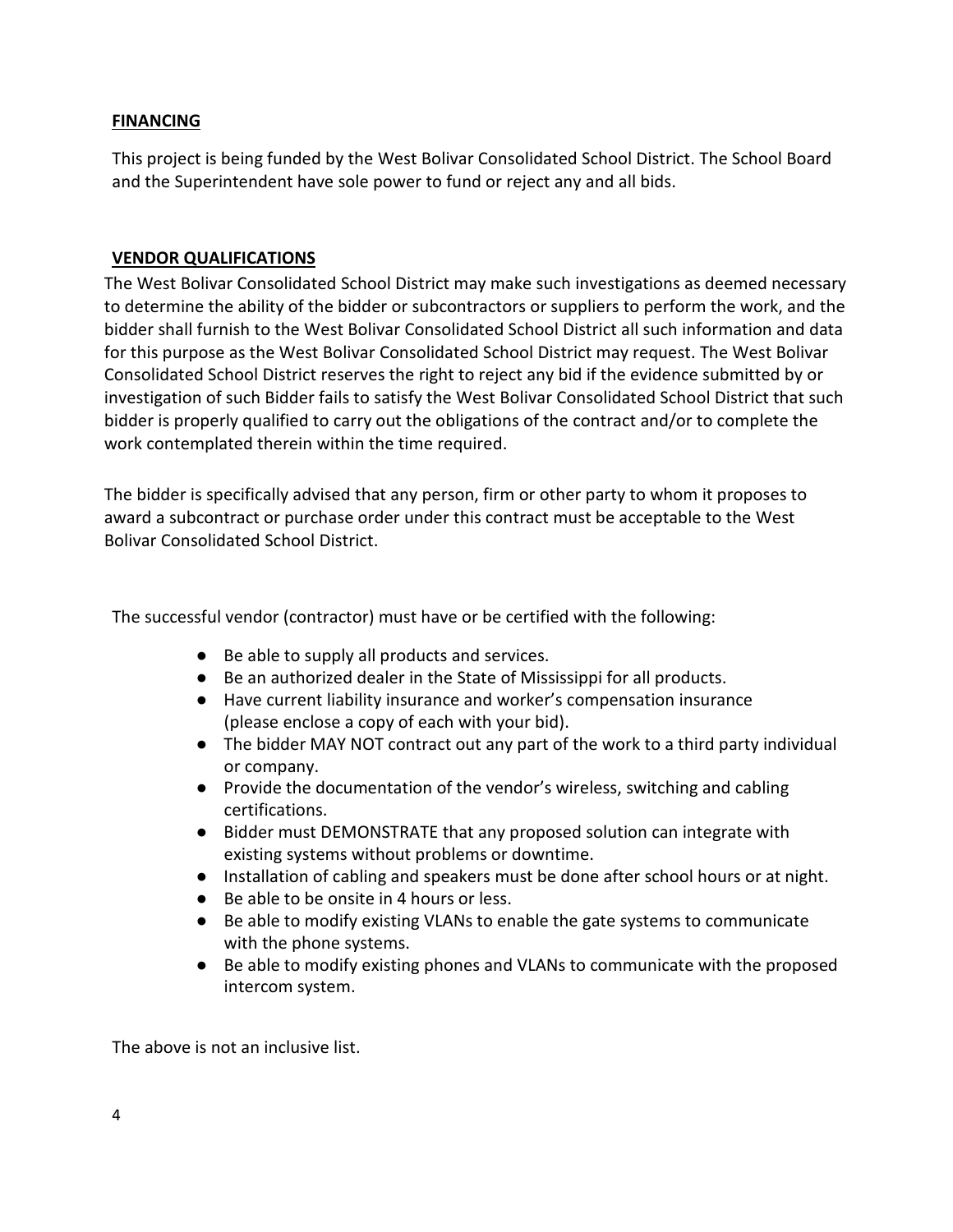## FINANCING

This project is being funded by the West Bolivar Consolidated School District. The School Board and the Superintendent have sole power to fund or reject any and all bids.

## VENDOR QUALIFICATIONS

The West Bolivar Consolidated School District may make such investigations as deemed necessary to determine the ability of the bidder or subcontractors or suppliers to perform the work, and the bidder shall furnish to the West Bolivar Consolidated School District all such information and data for this purpose as the West Bolivar Consolidated School District may request. The West Bolivar Consolidated School District reserves the right to reject any bid if the evidence submitted by or investigation of such Bidder fails to satisfy the West Bolivar Consolidated School District that such bidder is properly qualified to carry out the obligations of the contract and/or to complete the work contemplated therein within the time required.

The bidder is specifically advised that any person, firm or other party to whom it proposes to award a subcontract or purchase order under this contract must be acceptable to the West Bolivar Consolidated School District.

The successful vendor (contractor) must have or be certified with the following:

- Be able to supply all products and services.
- Be an authorized dealer in the State of Mississippi for all products.
- Have current liability insurance and worker's compensation insurance (please enclose a copy of each with your bid).
- The bidder MAY NOT contract out any part of the work to a third party individual or company.
- Provide the documentation of the vendor's wireless, switching and cabling certifications.
- Bidder must DEMONSTRATE that any proposed solution can integrate with existing systems without problems or downtime.
- Installation of cabling and speakers must be done after school hours or at night.
- Be able to be onsite in 4 hours or less.
- Be able to modify existing VLANs to enable the gate systems to communicate with the phone systems.
- Be able to modify existing phones and VLANs to communicate with the proposed intercom system.

The above is not an inclusive list.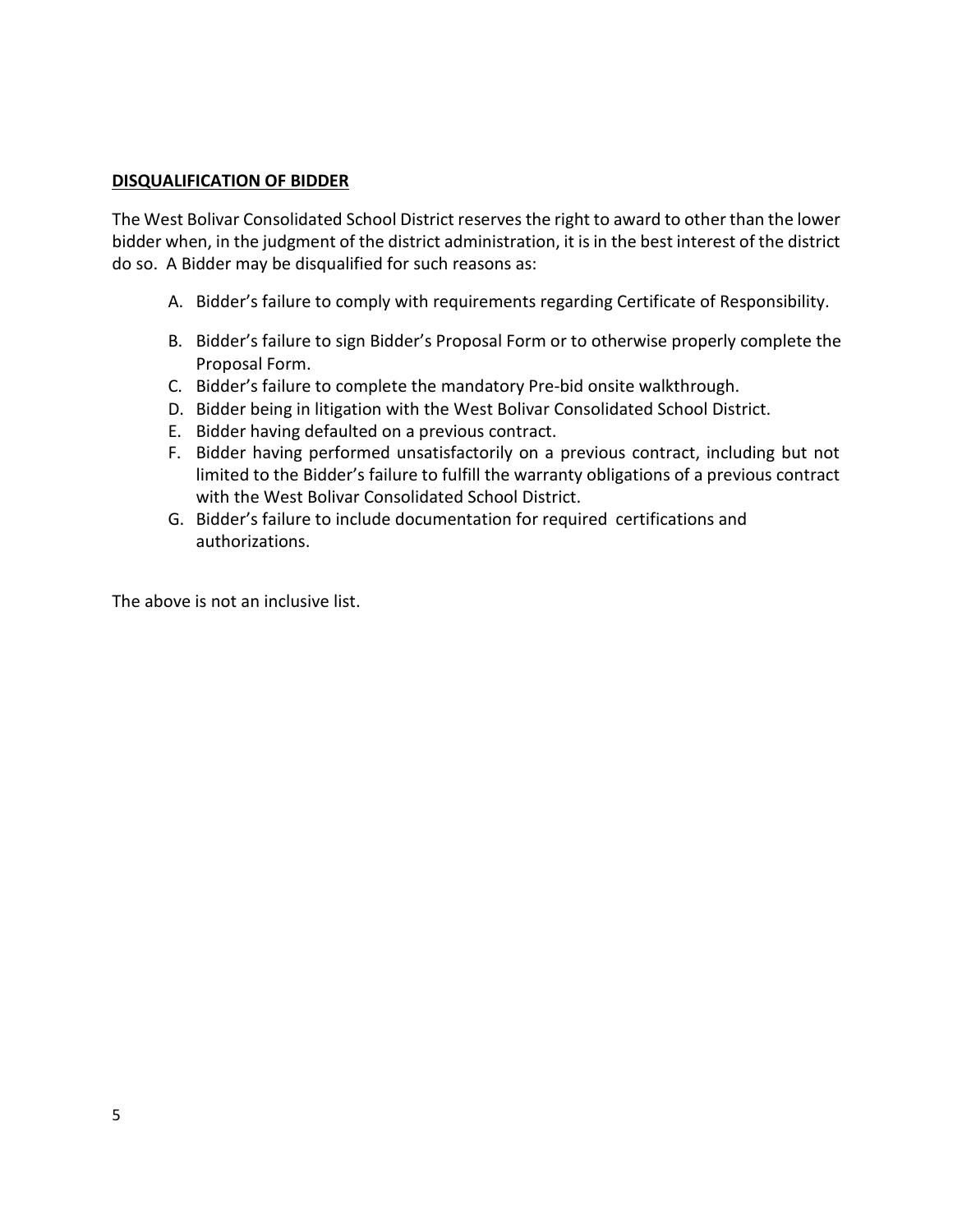**DISQUALIFICATION OF BIDDER**

The West Bolivar Consolidated School District reserves the right to award to other than the lower bidder when, in the judgment of the district administration, it is in the best interest of the district do so. A Bidder may be disqualified for such reasons as:

A. Bidder's failure to comply with requirements regarding Certificate of Responsibility.

B. Bidder's failure to sign Bidder's Proposal Form or to otherwise properly complete the Proposal Form.

C. Bidder's failure to complete the mandatory Pre-bid onsite walkthrough.

D. Bidder being in litigation with the West Bolivar Consolidated School District.

E. Bidder having defaulted on a previous contract.

F. Bidder having performed unsatisfactorily on a previous contract, including but not limited to the Bidder's failure to fulfill the warranty obligations of a previous contract with the West Bolivar Consolidated School District.

G. Bidder's failure to include documentation for required certifications and authorizations.

The above is not an inclusive list.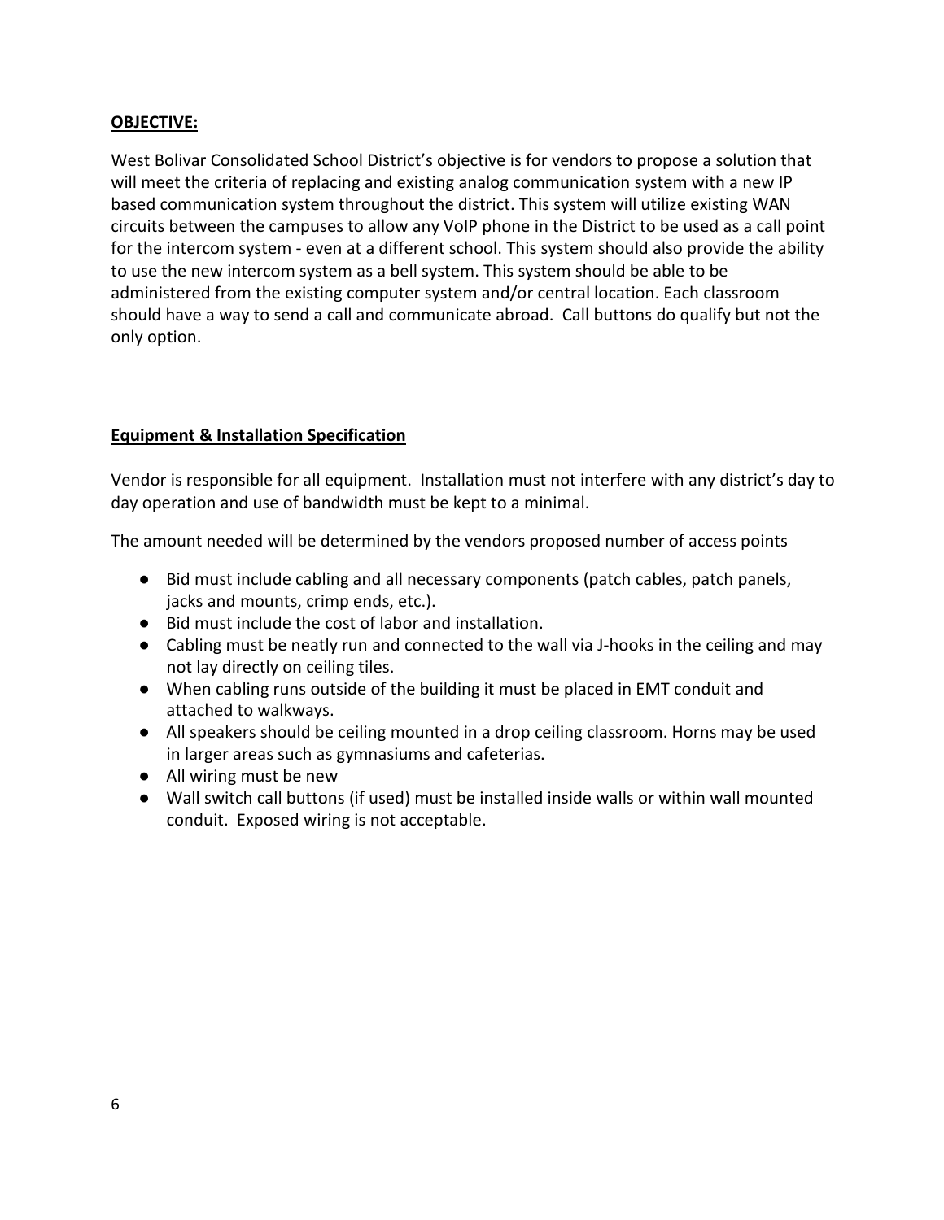**OBJECTIVE:**

West Bolivar Consolidated School District's objective is for vendors to propose a solution that will meet the criteria of replacing and existing analog communication system with a new IP based communication system throughout the district. This system will utilize existing WAN circuits between the campuses to allow any VoIP phone in the District to be used as a call point for the intercom system - even at a different school. This system should also provide the ability to use the new intercom system as a bell system. This system should be able to be administered from the existing computer system and/or central location. Each classroom should have a way to send a call and communicate abroad. Call buttons do qualify but not the only option.

**Equipment & Installation Specification**

Vendor is responsible for all equipment. Installation must not interfere with any district's day to day operation and use of bandwidth must be kept to a minimal.

The amount needed will be determined by the vendors proposed number of access points

- Bid must include cabling and all necessary components (patch cables, patch panels, jacks and mounts, crimp ends, etc.).
- Bid must include the cost of labor and installation.
- Cabling must be neatly run and connected to the wall via J-hooks in the ceiling and may not lay directly on ceiling tiles.
- When cabling runs outside of the building it must be placed in EMT conduit and attached to walkways.
- All speakers should be ceiling mounted in a drop ceiling classroom. Horns may be used in larger areas such as gymnasiums and cafeterias.
- All wiring must be new
- Wall switch call buttons (if used) must be installed inside walls or within wall mounted conduit. Exposed wiring is not acceptable.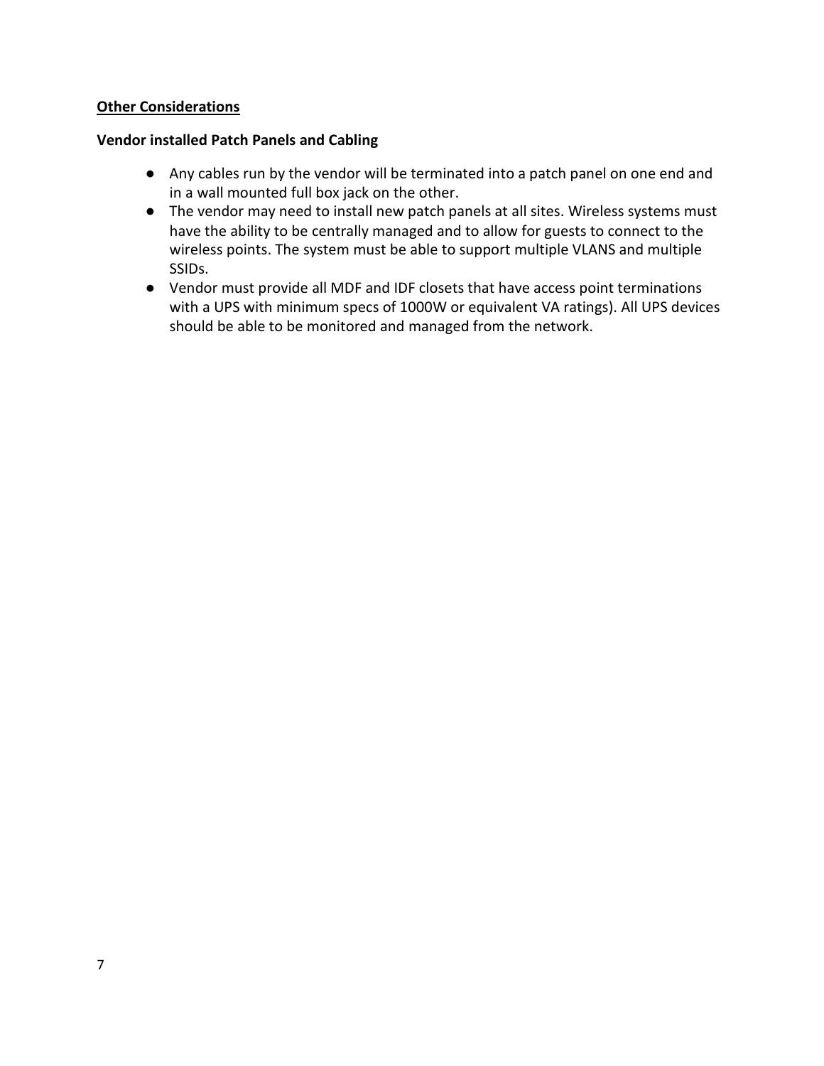**<u>Other Considerations</u>**

**Vendor installed Patch Panels and Cabling**

- Any cables run by the vendor will be terminated into a patch panel on one end and in a wall mounted full box jack on the other.
- The vendor may need to install new patch panels at all sites. Wireless systems must have the ability to be centrally managed and to allow for guests to connect to the wireless points. The system must be able to support multiple VLANS and multiple SSIDs.
- Vendor must provide all MDF and IDF closets that have access point terminations with a UPS with minimum specs of 1000W or equivalent VA ratings). All UPS devices should be able to be monitored and managed from the network.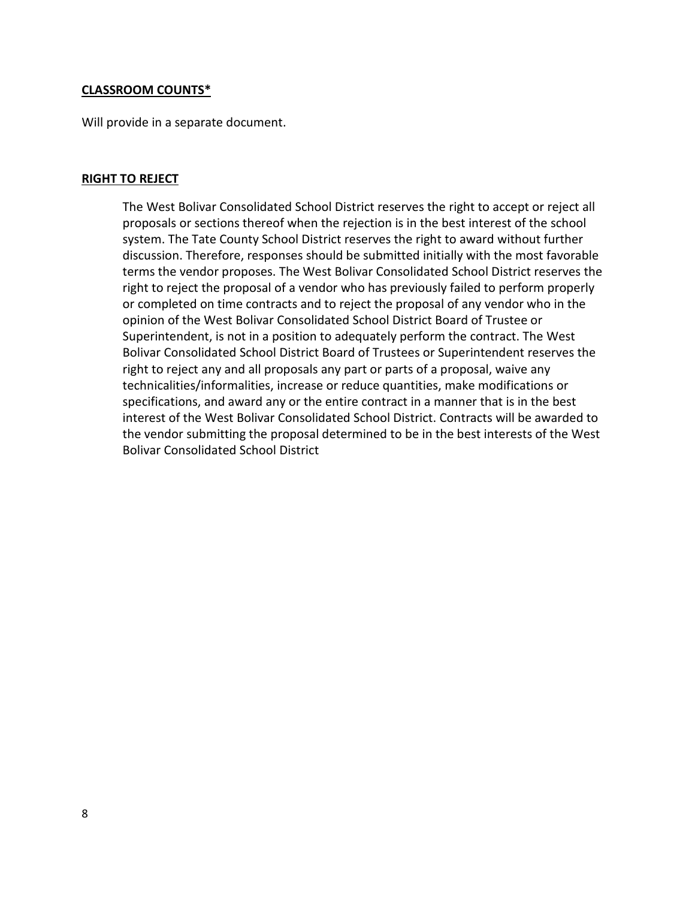**CLASSROOM COUNTS***

Will provide in a separate document.

**RIGHT TO REJECT**

The West Bolivar Consolidated School District reserves the right to accept or reject all proposals or sections thereof when the rejection is in the best interest of the school system. The Tate County School District reserves the right to award without further discussion. Therefore, responses should be submitted initially with the most favorable terms the vendor proposes. The West Bolivar Consolidated School District reserves the right to reject the proposal of a vendor who has previously failed to perform properly or completed on time contracts and to reject the proposal of any vendor who in the opinion of the West Bolivar Consolidated School District Board of Trustee or Superintendent, is not in a position to adequately perform the contract. The West Bolivar Consolidated School District Board of Trustees or Superintendent reserves the right to reject any and all proposals any part or parts of a proposal, waive any technicalities/informalities, increase or reduce quantities, make modifications or specifications, and award any or the entire contract in a manner that is in the best interest of the West Bolivar Consolidated School District. Contracts will be awarded to the vendor submitting the proposal determined to be in the best interests of the West Bolivar Consolidated School District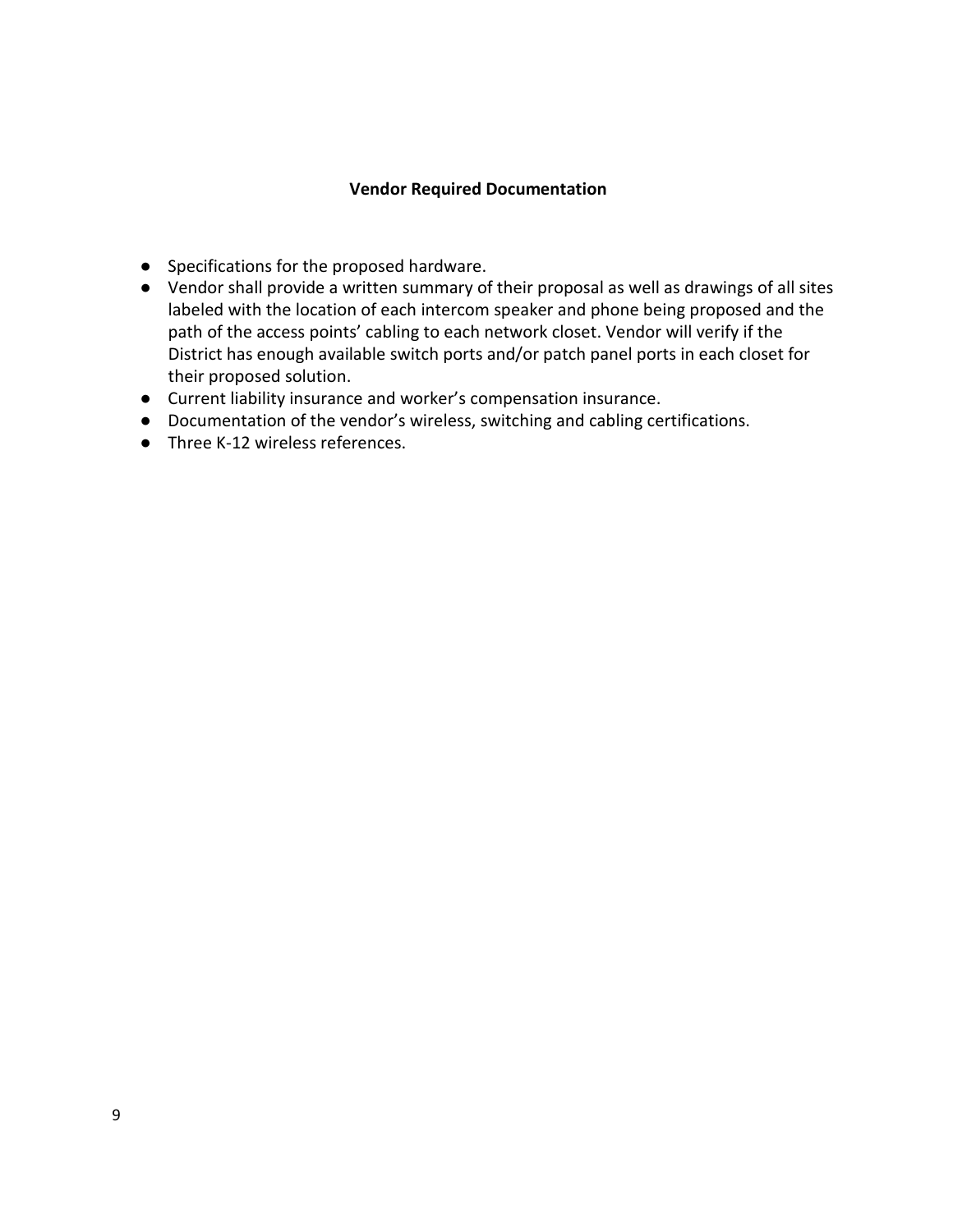**Vendor Required Documentation**

- Specifications for the proposed hardware.
- Vendor shall provide a written summary of their proposal as well as drawings of all sites labeled with the location of each intercom speaker and phone being proposed and the path of the access points' cabling to each network closet. Vendor will verify if the District has enough available switch ports and/or patch panel ports in each closet for their proposed solution.
- Current liability insurance and worker's compensation insurance.
- Documentation of the vendor's wireless, switching and cabling certifications.
- Three K-12 wireless references.